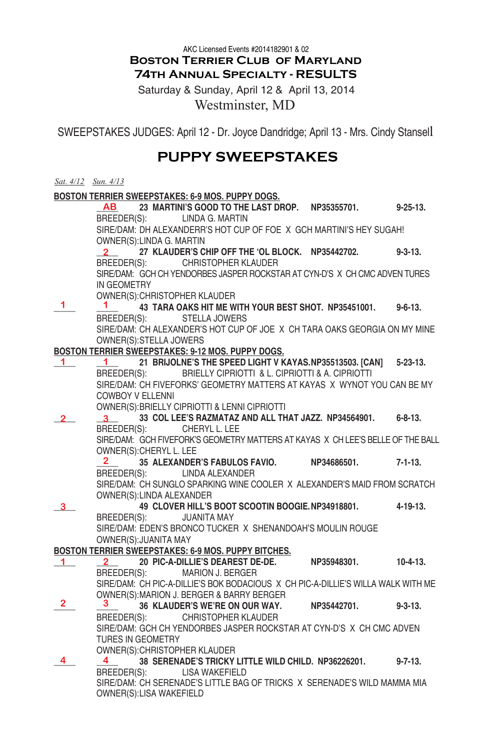AKC Licensed Events #2014182901 & 02

# Boston Terrier Club of Maryland
# 74th Annual Specialty - RESULTS

Saturday & Sunday, April 12 & April 13, 2014

Westminster, MD

SWEEPSTAKES JUDGES: April 12 - Dr. Joyce Dandridge; April 13 - Mrs. Cindy Stansell

## PUPPY SWEEPSTAKES

*Sat. 4/12* *Sun. 4/13*

**BOSTON TERRIER SWEEPSTAKES: 6-9 MOS. PUPPY DOGS.**

| Sat. 4/12 | Sun. 4/13 | Entry |
|---|---|---|
| | AB | **23 MARTINI'S GOOD TO THE LAST DROP. NP35355701. 9-25-13.**<br>BREEDER(S): LINDA G. MARTIN<br>SIRE/DAM: DH ALEXANDERR'S HOT CUP OF FOE X GCH MARTINI'S HEY SUGAH!<br>OWNER(S):LINDA G. MARTIN |
| | 2 | **27 KLAUDER'S CHIP OFF THE 'OL BLOCK. NP35442702. 9-3-13.**<br>BREEDER(S): CHRISTOPHER KLAUDER<br>SIRE/DAM: GCH CH YENDORBES JASPER ROCKSTAR AT CYN-D'S X CH CMC ADVEN TURES IN GEOMETRY<br>OWNER(S):CHRISTOPHER KLAUDER |
| 1 | 1 | **43 TARA OAKS HIT ME WITH YOUR BEST SHOT. NP35451001. 9-6-13.**<br>BREEDER(S): STELLA JOWERS<br>SIRE/DAM: CH ALEXANDER'S HOT CUP OF JOE X CH TARA OAKS GEORGIA ON MY MINE<br>OWNER(S):STELLA JOWERS |

**BOSTON TERRIER SWEEPSTAKES: 9-12 MOS. PUPPY DOGS.**

| Sat. 4/12 | Sun. 4/13 | Entry |
|---|---|---|
| 1 | 1 | **21 BRIJOLNE'S THE SPEED LIGHT V KAYAS.NP35513503. [CAN] 5-23-13.**<br>BREEDER(S): BRIELLY CIPRIOTTI & L. CIPRIOTTI & A. CIPRIOTTI<br>SIRE/DAM: CH FIVEFORKS' GEOMETRY MATTERS AT KAYAS X WYNOT YOU CAN BE MY COWBOY V ELLENNI<br>OWNER(S):BRIELLY CIPRIOTTI & LENNI CIPRIOTTI |
| 2 | 3 | **33 COL LEE'S RAZMATAZ AND ALL THAT JAZZ. NP34564901. 6-8-13.**<br>BREEDER(S): CHERYL L. LEE<br>SIRE/DAM: GCH FIVEFORK'S GEOMETRY MATTERS AT KAYAS X CH LEE'S BELLE OF THE BALL<br>OWNER(S):CHERYL L. LEE |
| | 2 | **35 ALEXANDER'S FABULOS FAVIO. NP34686501. 7-1-13.**<br>BREEDER(S): LINDA ALEXANDER<br>SIRE/DAM: CH SUNGLO SPARKING WINE COOLER X ALEXANDER'S MAID FROM SCRATCH<br>OWNER(S):LINDA ALEXANDER |
| 3 | | **49 CLOVER HILL'S BOOT SCOOTIN BOOGIE.NP34918801. 4-19-13.**<br>BREEDER(S): JUANITA MAY<br>SIRE/DAM: EDEN'S BRONCO TUCKER X SHENANDOAH'S MOULIN ROUGE<br>OWNER(S):JUANITA MAY |

**BOSTON TERRIER SWEEPSTAKES: 6-9 MOS. PUPPY BITCHES.**

| Sat. 4/12 | Sun. 4/13 | Entry |
|---|---|---|
| 1 | 2 | **20 PIC-A-DILLIE'S DEAREST DE-DE. NP35948301. 10-4-13.**<br>BREEDER(S): MARION J. BERGER<br>SIRE/DAM: CH PIC-A-DILLIE'S BOK BODACIOUS X CH PIC-A-DILLIE'S WILLA WALK WITH ME<br>OWNER(S):MARION J. BERGER & BARRY BERGER |
| 2 | 3 | **36 KLAUDER'S WE'RE ON OUR WAY. NP35442701. 9-3-13.**<br>BREEDER(S): CHRISTOPHER KLAUDER<br>SIRE/DAM: GCH CH YENDORBES JASPER ROCKSTAR AT CYN-D'S X CH CMC ADVEN TURES IN GEOMETRY<br>OWNER(S):CHRISTOPHER KLAUDER |
| 4 | 4 | **38 SERENADE'S TRICKY LITTLE WILD CHILD. NP36226201. 9-7-13.**<br>BREEDER(S): LISA WAKEFIELD<br>SIRE/DAM: CH SERENADE'S LITTLE BAG OF TRICKS X SERENADE'S WILD MAMMA MIA<br>OWNER(S):LISA WAKEFIELD |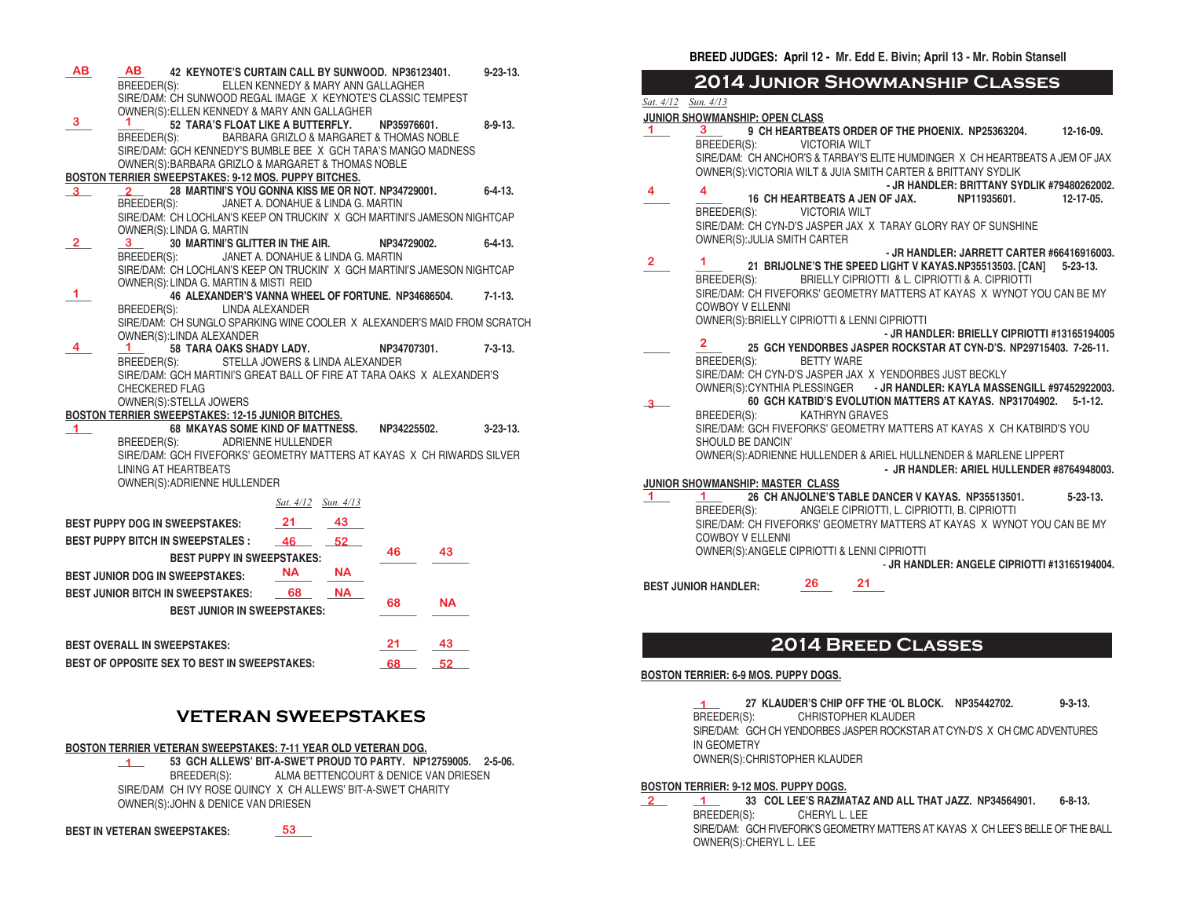AB AB 42 **KEYNOTE'S CURTAIN CALL BY SUNWOOD.** NP36123401. 9-23-13.
BREEDER(S): ELLEN KENNEDY & MARY ANN GALLAGHER
SIRE/DAM: CH SUNWOOD REGAL IMAGE X KEYNOTE'S CLASSIC TEMPEST
OWNER(S):ELLEN KENNEDY & MARY ANN GALLAGHER

3 1 52 **TARA'S FLOAT LIKE A BUTTERFLY.** NP35976601. 8-9-13.
BREEDER(S): BARBARA GRIZLO & MARGARET & THOMAS NOBLE
SIRE/DAM: GCH KENNEDY'S BUMBLE BEE X GCH TARA'S MANGO MADNESS
OWNER(S):BARBARA GRIZLO & MARGARET & THOMAS NOBLE

**BOSTON TERRIER SWEEPSTAKES: 9-12 MOS. PUPPY BITCHES.**

3 2 28 **MARTINI'S YOU GONNA KISS ME OR NOT.** NP34729001. 6-4-13.
BREEDER(S): JANET A. DONAHUE & LINDA G. MARTIN
SIRE/DAM: CH LOCHLAN'S KEEP ON TRUCKIN' X GCH MARTINI'S JAMESON NIGHTCAP
OWNER(S):LINDA G. MARTIN

2 3 30 **MARTINI'S GLITTER IN THE AIR.** NP34729002. 6-4-13.
BREEDER(S): JANET A. DONAHUE & LINDA G. MARTIN
SIRE/DAM: CH LOCHLAN'S KEEP ON TRUCKIN' X GCH MARTINI'S JAMESON NIGHTCAP
OWNER(S):LINDA G. MARTIN & MISTI REID

1 46 **ALEXANDER'S VANNA WHEEL OF FORTUNE.** NP34686504. 7-1-13.
BREEDER(S): LINDA ALEXANDER
SIRE/DAM: CH SUNGLO SPARKING WINE COOLER X ALEXANDER'S MAID FROM SCRATCH
OWNER(S):LINDA ALEXANDER

4 1 58 **TARA OAKS SHADY LADY.** NP34707301. 7-3-13.
BREEDER(S): STELLA JOWERS & LINDA ALEXANDER
SIRE/DAM: GCH MARTINI'S GREAT BALL OF FIRE AT TARA OAKS X ALEXANDER'S CHECKERED FLAG
OWNER(S):STELLA JOWERS

**BOSTON TERRIER SWEEPSTAKES: 12-15 JUNIOR BITCHES.**

1 68 **MKAYAS SOME KIND OF MATTNESS.** NP34225502. 3-23-13.
BREEDER(S): ADRIENNE HULLENDER
SIRE/DAM: GCH FIVEFORKS' GEOMETRY MATTERS AT KAYAS X CH RIWARDS SILVER LINING AT HEARTBEATS
OWNER(S):ADRIENNE HULLENDER

| | *Sat. 4/12* | *Sun. 4/13* | | |
|---|---|---|---|---|
| **BEST PUPPY DOG IN SWEEPSTAKES:** | 21 | 43 | | |
| **BEST PUPPY BITCH IN SWEEPSTALES :** | 46 | 52 | | |
| **BEST PUPPY IN SWEEPSTAKES:** | | | 46 | 43 |
| **BEST JUNIOR DOG IN SWEEPSTAKES:** | NA | NA | | |
| **BEST JUNIOR BITCH IN SWEEPSTAKES:** | 68 | NA | | |
| **BEST JUNIOR IN SWEEPSTAKES:** | | | 68 | NA |
| **BEST OVERALL IN SWEEPSTAKES:** | | | 21 | 43 |
| **BEST OF OPPOSITE SEX TO BEST IN SWEEPSTAKES:** | | | 68 | 52 |

## VETERAN SWEEPSTAKES

**BOSTON TERRIER VETERAN SWEEPSTAKES: 7-11 YEAR OLD VETERAN DOG.**

1 53 **GCH ALLEWS' BIT-A-SWE'T PROUD TO PARTY.** NP12759005. 2-5-06.
BREEDER(S): ALMA BETTENCOURT & DENICE VAN DRIESEN
SIRE/DAM CH IVY ROSE QUINCY X CH ALLEWS' BIT-A-SWE'T CHARITY
OWNER(S):JOHN & DENICE VAN DRIESEN

**BEST IN VETERAN SWEEPSTAKES:** 53

**BREED JUDGES: April 12 - Mr. Edd E. Bivin; April 13 - Mr. Robin Stansell**

## 2014 Junior Showmanship Classes

*Sat. 4/12* *Sun. 4/13*

**JUNIOR SHOWMANSHIP: OPEN CLASS**

1 3 9 **CH HEARTBEATS ORDER OF THE PHOENIX.** NP25363204. 12-16-09.
BREEDER(S): VICTORIA WILT
SIRE/DAM: CH ANCHOR'S & TARBAY'S ELITE HUMDINGER X CH HEARTBEATS A JEM OF JAX
OWNER(S):VICTORIA WILT & JUIA SMITH CARTER & BRITTANY SYDLIK
**- JR HANDLER: BRITTANY SYDLIK #79480262002.**

4 4 16 **CH HEARTBEATS A JEN OF JAX.** NP11935601. 12-17-05.
BREEDER(S): VICTORIA WILT
SIRE/DAM: CH CYN-D'S JASPER JAX X TARAY GLORY RAY OF SUNSHINE
OWNER(S):JULIA SMITH CARTER
**- JR HANDLER: JARRETT CARTER #66416916003.**

2 1 21 **BRIJOLNE'S THE SPEED LIGHT V KAYAS.NP35513503. [CAN]** 5-23-13.
BREEDER(S): BRIELLY CIPRIOTTI & L. CIPRIOTTI & A. CIPRIOTTI
SIRE/DAM: CH FIVEFORKS' GEOMETRY MATTERS AT KAYAS X WYNOT YOU CAN BE MY COWBOY V ELLENNI
OWNER(S):BRIELLY CIPRIOTTI & LENNI CIPRIOTTI
**- JR HANDLER: BRIELLY CIPRIOTTI #13165194005**

2 25 **GCH YENDORBES JASPER ROCKSTAR AT CYN-D'S.** NP29715403. 7-26-11.
BREEDER(S): BETTY WARE
SIRE/DAM: CH CYN-D'S JASPER JAX X YENDORBES JUST BECKLY
OWNER(S):CYNTHIA PLESSINGER **- JR HANDLER: KAYLA MASSENGILL #97452922003.**

3 60 **GCH KATBID'S EVOLUTION MATTERS AT KAYAS.** NP31704902. 5-1-12.
BREEDER(S): KATHRYN GRAVES
SIRE/DAM: GCH FIVEFORKS' GEOMETRY MATTERS AT KAYAS X CH KATBIRD'S YOU SHOULD BE DANCIN'
OWNER(S):ADRIENNE HULLENDER & ARIEL HULLNENDER & MARLENE LIPPERT
**- JR HANDLER: ARIEL HULLENDER #8764948003.**

**JUNIOR SHOWMANSHIP: MASTER CLASS**

1 1 26 **CH ANJOLNE'S TABLE DANCER V KAYAS.** NP35513501. 5-23-13.
BREEDER(S): ANGELE CIPRIOTTI, L. CIPRIOTTI, B. CIPRIOTTI
SIRE/DAM: CH FIVEFORKS' GEOMETRY MATTERS AT KAYAS X WYNOT YOU CAN BE MY COWBOY V ELLENNI
OWNER(S):ANGELE CIPRIOTTI & LENNI CIPRIOTTI
**- JR HANDLER: ANGELE CIPRIOTTI #13165194004.**

**BEST JUNIOR HANDLER:** 26 21

## 2014 Breed Classes

**BOSTON TERRIER: 6-9 MOS. PUPPY DOGS.**

1 27 **KLAUDER'S CHIP OFF THE 'OL BLOCK.** NP35442702. 9-3-13.
BREEDER(S): CHRISTOPHER KLAUDER
SIRE/DAM: GCH CH YENDORBES JASPER ROCKSTAR AT CYN-D'S X CH CMC ADVENTURES IN GEOMETRY
OWNER(S):CHRISTOPHER KLAUDER

**BOSTON TERRIER: 9-12 MOS. PUPPY DOGS.**

2 1 33 **COL LEE'S RAZMATAZ AND ALL THAT JAZZ.** NP34564901. 6-8-13.
BREEDER(S): CHERYL L. LEE
SIRE/DAM: GCH FIVEFORK'S GEOMETRY MATTERS AT KAYAS X CH LEE'S BELLE OF THE BALL
OWNER(S):CHERYL L. LEE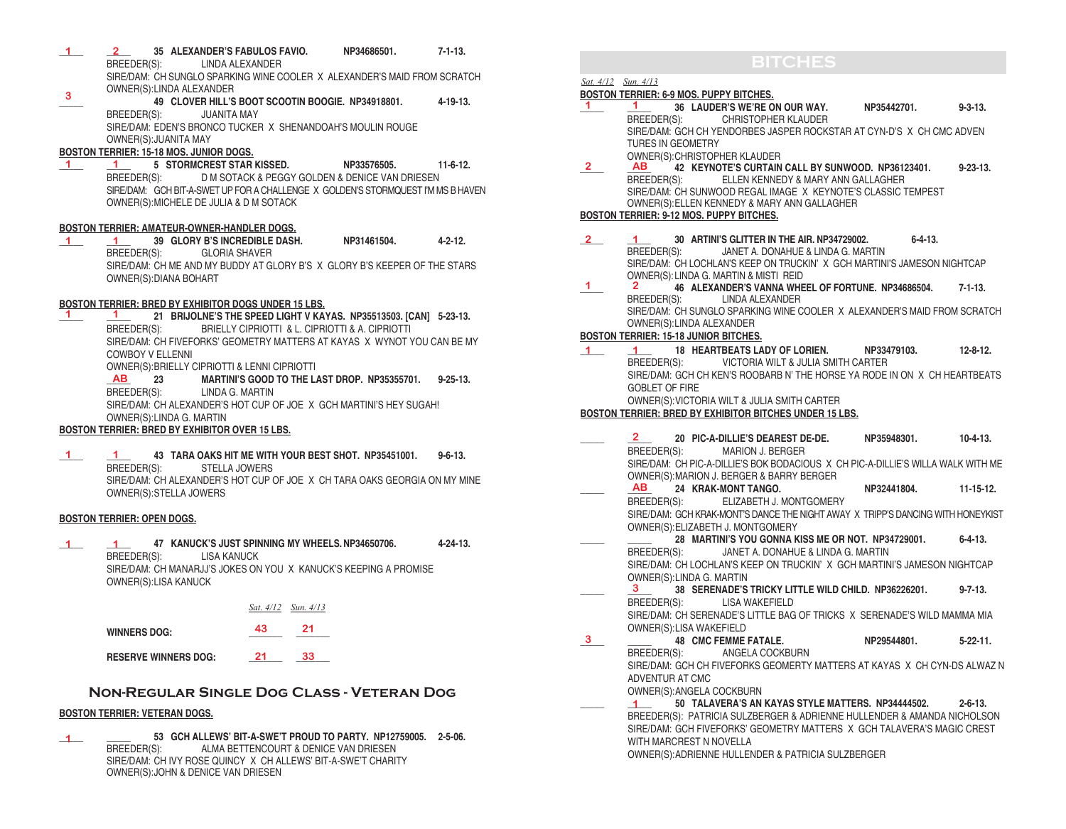1 2 **35 ALEXANDER'S FABULOS FAVIO. NP34686501. 7-1-13.**
BREEDER(S): LINDA ALEXANDER
SIRE/DAM: CH SUNGLO SPARKING WINE COOLER X ALEXANDER'S MAID FROM SCRATCH
OWNER(S):LINDA ALEXANDER

3 **49 CLOVER HILL'S BOOT SCOOTIN BOOGIE. NP34918801. 4-19-13.**
BREEDER(S): JUANITA MAY
SIRE/DAM: EDEN'S BRONCO TUCKER X SHENANDOAH'S MOULIN ROUGE
OWNER(S):JUANITA MAY

**BOSTON TERRIER: 15-18 MOS. JUNIOR DOGS.**

1 1 **5 STORMCREST STAR KISSED. NP33576505. 11-6-12.**
BREEDER(S): D M SOTACK & PEGGY GOLDEN & DENICE VAN DRIESEN
SIRE/DAM: GCH BIT-A-SWET UP FOR A CHALLENGE X GOLDEN'S STORMQUEST I'M MS B HAVEN
OWNER(S):MICHELE DE JULIA & D M SOTACK

**BOSTON TERRIER: AMATEUR-OWNER-HANDLER DOGS.**

1 1 **39 GLORY B'S INCREDIBLE DASH. NP31461504. 4-2-12.**
BREEDER(S): GLORIA SHAVER
SIRE/DAM: CH ME AND MY BUDDY AT GLORY B'S X GLORY B'S KEEPER OF THE STARS
OWNER(S):DIANA BOHART

**BOSTON TERRIER: BRED BY EXHIBITOR DOGS UNDER 15 LBS.**

1 1 **21 BRIJOLNE'S THE SPEED LIGHT V KAYAS. NP35513503. [CAN] 5-23-13.**
BREEDER(S): BRIELLY CIPRIOTTI & L. CIPRIOTTI & A. CIPRIOTTI
SIRE/DAM: CH FIVEFORKS' GEOMETRY MATTERS AT KAYAS X WYNOT YOU CAN BE MY COWBOY V ELLENNI
OWNER(S):BRIELLY CIPRIOTTI & LENNI CIPRIOTTI

AB **23 MARTINI'S GOOD TO THE LAST DROP. NP35355701. 9-25-13.**
BREEDER(S): LINDA G. MARTIN
SIRE/DAM: CH ALEXANDER'S HOT CUP OF JOE X GCH MARTINI'S HEY SUGAH!
OWNER(S):LINDA G. MARTIN

**BOSTON TERRIER: BRED BY EXHIBITOR OVER 15 LBS.**

1 1 **43 TARA OAKS HIT ME WITH YOUR BEST SHOT. NP35451001. 9-6-13.**
BREEDER(S): STELLA JOWERS
SIRE/DAM: CH ALEXANDER'S HOT CUP OF JOE X CH TARA OAKS GEORGIA ON MY MINE
OWNER(S):STELLA JOWERS

**BOSTON TERRIER: OPEN DOGS.**

1 1 **47 KANUCK'S JUST SPINNING MY WHEELS. NP34650706. 4-24-13.**
BREEDER(S): LISA KANUCK
SIRE/DAM: CH MANARJJ'S JOKES ON YOU X KANUCK'S KEEPING A PROMISE
OWNER(S):LISA KANUCK

| | *Sat. 4/12* | *Sun. 4/13* |
|---|---|---|
| **WINNERS DOG:** | 43 | 21 |
| **RESERVE WINNERS DOG:** | 21 | 33 |

## Non-Regular Single Dog Class - Veteran Dog

**BOSTON TERRIER: VETERAN DOGS.**

1 **53 GCH ALLEWS' BIT-A-SWE'T PROUD TO PARTY. NP12759005. 2-5-06.**
BREEDER(S): ALMA BETTENCOURT & DENICE VAN DRIESEN
SIRE/DAM: CH IVY ROSE QUINCY X CH ALLEWS' BIT-A-SWE'T CHARITY
OWNER(S):JOHN & DENICE VAN DRIESEN

## BITCHES

*Sat. 4/12* *Sun. 4/13*

**BOSTON TERRIER: 6-9 MOS. PUPPY BITCHES.**

1 1 **36 LAUDER'S WE'RE ON OUR WAY. NP35442701. 9-3-13.**
BREEDER(S): CHRISTOPHER KLAUDER
SIRE/DAM: GCH CH YENDORBES JASPER ROCKSTAR AT CYN-D'S X CH CMC ADVEN TURES IN GEOMETRY
OWNER(S):CHRISTOPHER KLAUDER

2 AB **42 KEYNOTE'S CURTAIN CALL BY SUNWOOD. NP36123401. 9-23-13.**
BREEDER(S): ELLEN KENNEDY & MARY ANN GALLAGHER
SIRE/DAM: CH SUNWOOD REGAL IMAGE X KEYNOTE'S CLASSIC TEMPEST
OWNER(S):ELLEN KENNEDY & MARY ANN GALLAGHER

**BOSTON TERRIER: 9-12 MOS. PUPPY BITCHES.**

2 1 **30 ARTINI'S GLITTER IN THE AIR. NP34729002. 6-4-13.**
BREEDER(S): JANET A. DONAHUE & LINDA G. MARTIN
SIRE/DAM: CH LOCHLAN'S KEEP ON TRUCKIN' X GCH MARTINI'S JAMESON NIGHTCAP
OWNER(S):LINDA G. MARTIN & MISTI REID

1 2 **46 ALEXANDER'S VANNA WHEEL OF FORTUNE. NP34686504. 7-1-13.**
BREEDER(S): LINDA ALEXANDER
SIRE/DAM: CH SUNGLO SPARKING WINE COOLER X ALEXANDER'S MAID FROM SCRATCH
OWNER(S):LINDA ALEXANDER

**BOSTON TERRIER: 15-18 JUNIOR BITCHES.**

1 1 **18 HEARTBEATS LADY OF LORIEN. NP33479103. 12-8-12.**
BREEDER(S): VICTORIA WILT & JULIA SMITH CARTER
SIRE/DAM: GCH CH KEN'S ROOBARB N' THE HORSE YA RODE IN ON X CH HEARTBEATS GOBLET OF FIRE
OWNER(S):VICTORIA WILT & JULIA SMITH CARTER

**BOSTON TERRIER: BRED BY EXHIBITOR BITCHES UNDER 15 LBS.**

2 **20 PIC-A-DILLIE'S DEAREST DE-DE. NP35948301. 10-4-13.**
BREEDER(S): MARION J. BERGER
SIRE/DAM: CH PIC-A-DILLIE'S BOK BODACIOUS X CH PIC-A-DILLIE'S WILLA WALK WITH ME
OWNER(S):MARION J. BERGER & BARRY BERGER

AB **24 KRAK-MONT TANGO. NP32441804. 11-15-12.**
BREEDER(S): ELIZABETH J. MONTGOMERY
SIRE/DAM: GCH KRAK-MONT'S DANCE THE NIGHT AWAY X TRIPP'S DANCING WITH HONEYKIST
OWNER(S):ELIZABETH J. MONTGOMERY

**28 MARTINI'S YOU GONNA KISS ME OR NOT. NP34729001. 6-4-13.**
BREEDER(S): JANET A. DONAHUE & LINDA G. MARTIN
SIRE/DAM: CH LOCHLAN'S KEEP ON TRUCKIN' X GCH MARTINI'S JAMESON NIGHTCAP
OWNER(S):LINDA G. MARTIN

3 **38 SERENADE'S TRICKY LITTLE WILD CHILD. NP36226201. 9-7-13.**
BREEDER(S): LISA WAKEFIELD
SIRE/DAM: CH SERENADE'S LITTLE BAG OF TRICKS X SERENADE'S WILD MAMMA MIA
OWNER(S):LISA WAKEFIELD

3 **48 CMC FEMME FATALE. NP29544801. 5-22-11.**
BREEDER(S): ANGELA COCKBURN
SIRE/DAM: GCH CH FIVEFORKS GEOMERTY MATTERS AT KAYAS X CH CYN-DS ALWAZ N ADVENTUR AT CMC
OWNER(S):ANGELA COCKBURN

1 **50 TALAVERA'S AN KAYAS STYLE MATTERS. NP34444502. 2-6-13.**
BREEDER(S): PATRICIA SULZBERGER & ADRIENNE HULLENDER & AMANDA NICHOLSON
SIRE/DAM: GCH FIVEFORKS' GEOMETRY MATTERS X GCH TALAVERA'S MAGIC CREST WITH MARCREST N NOVELLA
OWNER(S):ADRIENNE HULLENDER & PATRICIA SULZBERGER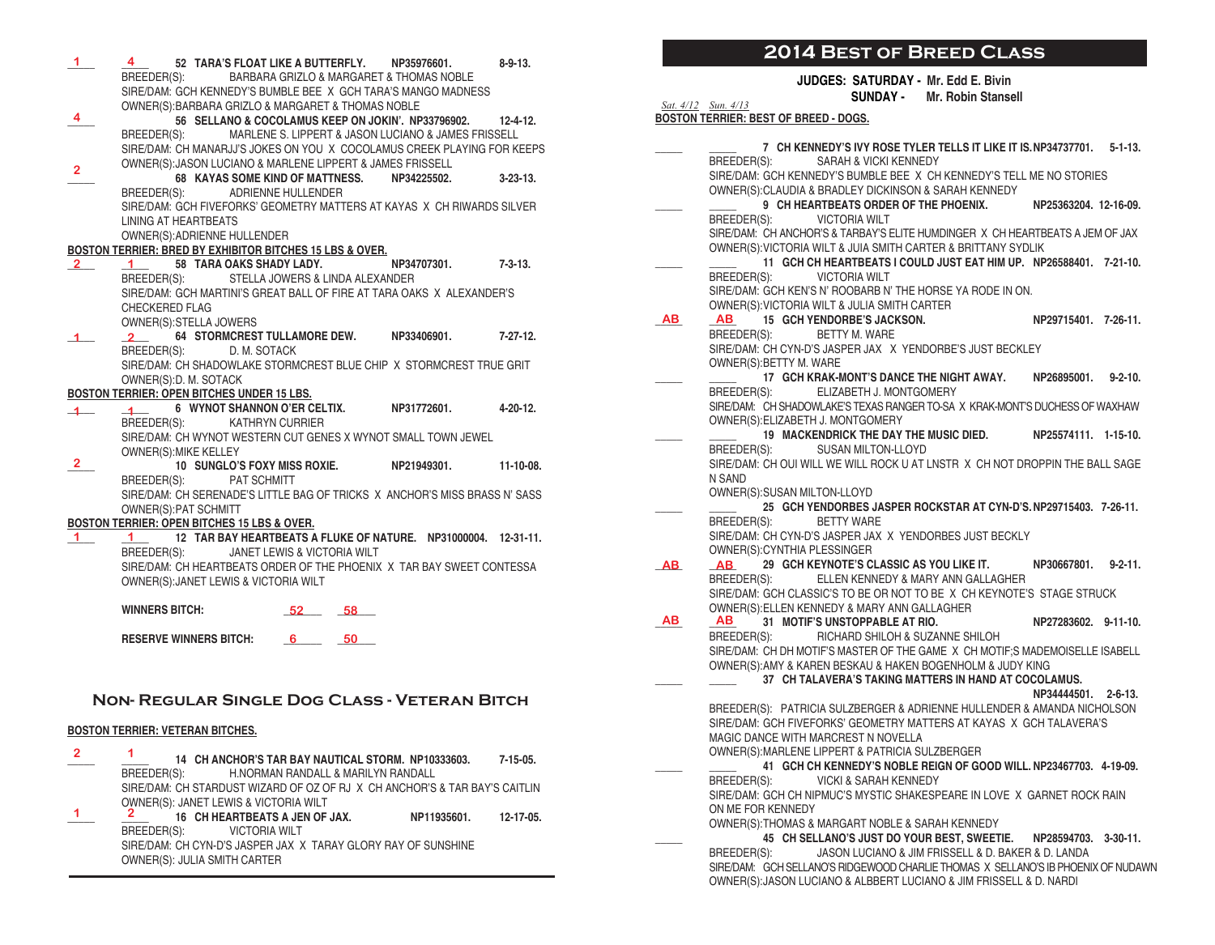**1** **4** **52 TARA'S FLOAT LIKE A BUTTERFLY. NP35976601. 8-9-13.**
BREEDER(S): BARBARA GRIZLO & MARGARET & THOMAS NOBLE
SIRE/DAM: GCH KENNEDY'S BUMBLE BEE X GCH TARA'S MANGO MADNESS
OWNER(S):BARBARA GRIZLO & MARGARET & THOMAS NOBLE

**4** **56 SELLANO & COCOLAMUS KEEP ON JOKIN'. NP33796902. 12-4-12.**
BREEDER(S): MARLENE S. LIPPERT & JASON LUCIANO & JAMES FRISSELL
SIRE/DAM: CH MANARJJ'S JOKES ON YOU X COCOLAMUS CREEK PLAYING FOR KEEPS
OWNER(S):JASON LUCIANO & MARLENE LIPPERT & JAMES FRISSELL

**2** **68 KAYAS SOME KIND OF MATTNESS. NP34225502. 3-23-13.**
BREEDER(S): ADRIENNE HULLENDER
SIRE/DAM: GCH FIVEFORKS' GEOMETRY MATTERS AT KAYAS X CH RIWARDS SILVER LINING AT HEARTBEATS
OWNER(S):ADRIENNE HULLENDER

**BOSTON TERRIER: BRED BY EXHIBITOR BITCHES 15 LBS & OVER.**

**2** **1** **58 TARA OAKS SHADY LADY. NP34707301. 7-3-13.**
BREEDER(S): STELLA JOWERS & LINDA ALEXANDER
SIRE/DAM: GCH MARTINI'S GREAT BALL OF FIRE AT TARA OAKS X ALEXANDER'S CHECKERED FLAG
OWNER(S):STELLA JOWERS

**1** **2** **64 STORMCREST TULLAMORE DEW. NP33406901. 7-27-12.**
BREEDER(S): D. M. SOTACK
SIRE/DAM: CH SHADOWLAKE STORMCREST BLUE CHIP X STORMCREST TRUE GRIT
OWNER(S):D. M. SOTACK

**BOSTON TERRIER: OPEN BITCHES UNDER 15 LBS.**

**1** **1** **6 WYNOT SHANNON O'ER CELTIX. NP31772601. 4-20-12.**
BREEDER(S): KATHRYN CURRIER
SIRE/DAM: CH WYNOT WESTERN CUT GENES X WYNOT SMALL TOWN JEWEL
OWNER(S):MIKE KELLEY

**2** **10 SUNGLO'S FOXY MISS ROXIE. NP21949301. 11-10-08.**
BREEDER(S): PAT SCHMITT
SIRE/DAM: CH SERENADE'S LITTLE BAG OF TRICKS X ANCHOR'S MISS BRASS N' SASS
OWNER(S):PAT SCHMITT

**BOSTON TERRIER: OPEN BITCHES 15 LBS & OVER.**

**1** **1** **12 TAR BAY HEARTBEATS A FLUKE OF NATURE. NP31000004. 12-31-11.**
BREEDER(S): JANET LEWIS & VICTORIA WILT
SIRE/DAM: CH HEARTBEATS ORDER OF THE PHOENIX X TAR BAY SWEET CONTESSA
OWNER(S):JANET LEWIS & VICTORIA WILT

**WINNERS BITCH:** 52 58

**RESERVE WINNERS BITCH:** 6 50

## Non- Regular Single Dog Class - Veteran Bitch

**BOSTON TERRIER: VETERAN BITCHES.**

**2** **1** **14 CH ANCHOR'S TAR BAY NAUTICAL STORM. NP10333603. 7-15-05.**
BREEDER(S): H.NORMAN RANDALL & MARILYN RANDALL
SIRE/DAM: CH STARDUST WIZARD OF OZ OF RJ X CH ANCHOR'S & TAR BAY'S CAITLIN
OWNER(S): JANET LEWIS & VICTORIA WILT

**1** **2** **16 CH HEARTBEATS A JEN OF JAX. NP11935601. 12-17-05.**
BREEDER(S): VICTORIA WILT
SIRE/DAM: CH CYN-D'S JASPER JAX X TARAY GLORY RAY OF SUNSHINE
OWNER(S): JULIA SMITH CARTER

## 2014 Best of Breed Class

**JUDGES: SATURDAY - Mr. Edd E. Bivin**
**SUNDAY - Mr. Robin Stansell**

*Sat. 4/12 Sun. 4/13*

**BOSTON TERRIER: BEST OF BREED - DOGS.**

**7 CH KENNEDY'S IVY ROSE TYLER TELLS IT LIKE IT IS. NP34737701. 5-1-13.**
BREEDER(S): SARAH & VICKI KENNEDY
SIRE/DAM: GCH KENNEDY'S BUMBLE BEE X CH KENNEDY'S TELL ME NO STORIES
OWNER(S):CLAUDIA & BRADLEY DICKINSON & SARAH KENNEDY

**9 CH HEARTBEATS ORDER OF THE PHOENIX. NP25363204. 12-16-09.**
BREEDER(S): VICTORIA WILT
SIRE/DAM: CH ANCHOR'S & TARBAY'S ELITE HUMDINGER X CH HEARTBEATS A JEM OF JAX
OWNER(S):VICTORIA WILT & JUIA SMITH CARTER & BRITTANY SYDLIK

**11 GCH CH HEARTBEATS I COULD JUST EAT HIM UP. NP26588401. 7-21-10.**
BREEDER(S): VICTORIA WILT
SIRE/DAM: GCH KEN'S N' ROOBARB N' THE HORSE YA RODE IN ON.
OWNER(S):VICTORIA WILT & JULIA SMITH CARTER

**AB** **AB** **15 GCH YENDORBE'S JACKSON. NP29715401. 7-26-11.**
BREEDER(S): BETTY M. WARE
SIRE/DAM: CH CYN-D'S JASPER JAX X YENDORBE'S JUST BECKLEY
OWNER(S):BETTY M. WARE

**17 GCH KRAK-MONT'S DANCE THE NIGHT AWAY. NP26895001. 9-2-10.**
BREEDER(S): ELIZABETH J. MONTGOMERY
SIRE/DAM: CH SHADOWLAKE'S TEXAS RANGER TO-SA X KRAK-MONT'S DUCHESS OF WAXHAW
OWNER(S):ELIZABETH J. MONTGOMERY

**19 MACKENDRICK THE DAY THE MUSIC DIED. NP25574111. 1-15-10.**
BREEDER(S): SUSAN MILTON-LLOYD
SIRE/DAM: CH OUI WILL WE WILL ROCK U AT LNSTR X CH NOT DROPPIN THE BALL SAGE N SAND
OWNER(S):SUSAN MILTON-LLOYD

**25 GCH YENDORBES JASPER ROCKSTAR AT CYN-D'S. NP29715403. 7-26-11.**
BREEDER(S): BETTY WARE
SIRE/DAM: CH CYN-D'S JASPER JAX X YENDORBES JUST BECKLY
OWNER(S):CYNTHIA PLESSINGER

**AB** **AB** **29 GCH KEYNOTE'S CLASSIC AS YOU LIKE IT. NP30667801. 9-2-11.**
BREEDER(S): ELLEN KENNEDY & MARY ANN GALLAGHER
SIRE/DAM: GCH CLASSIC'S TO BE OR NOT TO BE X CH KEYNOTE'S STAGE STRUCK
OWNER(S):ELLEN KENNEDY & MARY ANN GALLAGHER

**AB** **AB** **31 MOTIF'S UNSTOPPABLE AT RIO. NP27283602. 9-11-10.**
BREEDER(S): RICHARD SHILOH & SUZANNE SHILOH
SIRE/DAM: CH DH MOTIF'S MASTER OF THE GAME X CH MOTIF;S MADEMOISELLE ISABELL
OWNER(S):AMY & KAREN BESKAU & HAKEN BOGENHOLM & JUDY KING

**37 CH TALAVERA'S TAKING MATTERS IN HAND AT COCOLAMUS. NP34444501. 2-6-13.**
BREEDER(S): PATRICIA SULZBERGER & ADRIENNE HULLENDER & AMANDA NICHOLSON
SIRE/DAM: GCH FIVEFORKS' GEOMETRY MATTERS AT KAYAS X GCH TALAVERA'S MAGIC DANCE WITH MARCREST N NOVELLA
OWNER(S):MARLENE LIPPERT & PATRICIA SULZBERGER

**41 GCH CH KENNEDY'S NOBLE REIGN OF GOOD WILL. NP23467703. 4-19-09.**
BREEDER(S): VICKI & SARAH KENNEDY
SIRE/DAM: GCH CH NIPMUC'S MYSTIC SHAKESPEARE IN LOVE X GARNET ROCK RAIN ON ME FOR KENNEDY
OWNER(S):THOMAS & MARGART NOBLE & SARAH KENNEDY

**45 CH SELLANO'S JUST DO YOUR BEST, SWEETIE. NP28594703. 3-30-11.**
BREEDER(S): JASON LUCIANO & JIM FRISSELL & D. BAKER & D. LANDA
SIRE/DAM: GCH SELLANO'S RIDGEWOOD CHARLIE THOMAS X SELLANO'S IB PHOENIX OF NUDAWN
OWNER(S):JASON LUCIANO & ALBBERT LUCIANO & JIM FRISSELL & D. NARDI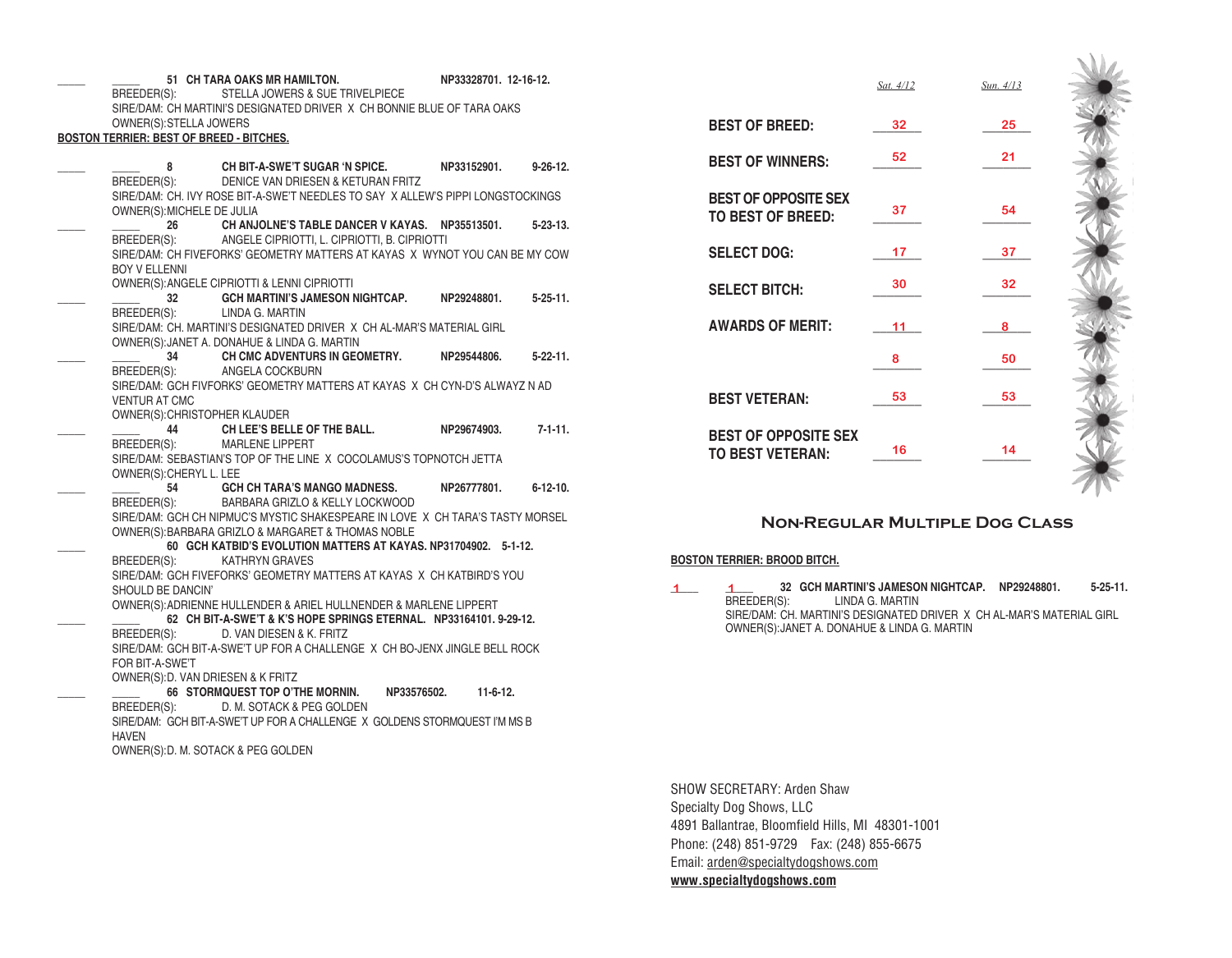_____ _____ 51 CH TARA OAKS MR HAMILTON. NP33328701. 12-16-12.
BREEDER(S): STELLA JOWERS & SUE TRIVELPIECE
SIRE/DAM: CH MARTINI'S DESIGNATED DRIVER X CH BONNIE BLUE OF TARA OAKS
OWNER(S):STELLA JOWERS

**BOSTON TERRIER: BEST OF BREED - BITCHES.**

_____ _____ **8 CH BIT-A-SWE'T SUGAR 'N SPICE. NP33152901. 9-26-12.**
BREEDER(S): DENICE VAN DRIESEN & KETURAN FRITZ
SIRE/DAM: CH. IVY ROSE BIT-A-SWE'T NEEDLES TO SAY X ALLEW'S PIPPI LONGSTOCKINGS
OWNER(S):MICHELE DE JULIA

_____ _____ **26 CH ANJOLNE'S TABLE DANCER V KAYAS. NP35513501. 5-23-13.**
BREEDER(S): ANGELE CIPRIOTTI, L. CIPRIOTTI, B. CIPRIOTTI
SIRE/DAM: CH FIVEFORKS' GEOMETRY MATTERS AT KAYAS X WYNOT YOU CAN BE MY COW BOY V ELLENNI
OWNER(S):ANGELE CIPRIOTTI & LENNI CIPRIOTTI

_____ _____ **32 GCH MARTINI'S JAMESON NIGHTCAP. NP29248801. 5-25-11.**
BREEDER(S): LINDA G. MARTIN
SIRE/DAM: CH. MARTINI'S DESIGNATED DRIVER X CH AL-MAR'S MATERIAL GIRL
OWNER(S):JANET A. DONAHUE & LINDA G. MARTIN

_____ _____ **34 CH CMC ADVENTURS IN GEOMETRY. NP29544806. 5-22-11.**
BREEDER(S): ANGELA COCKBURN
SIRE/DAM: GCH FIVFORKS' GEOMETRY MATTERS AT KAYAS X CH CYN-D'S ALWAYZ N AD VENTUR AT CMC
OWNER(S):CHRISTOPHER KLAUDER

_____ _____ **44 CH LEE'S BELLE OF THE BALL. NP29674903. 7-1-11.**
BREEDER(S): MARLENE LIPPERT
SIRE/DAM: SEBASTIAN'S TOP OF THE LINE X COCOLAMUS'S TOPNOTCH JETTA
OWNER(S):CHERYL L. LEE

_____ _____ **54 GCH CH TARA'S MANGO MADNESS. NP26777801. 6-12-10.**
BREEDER(S): BARBARA GRIZLO & KELLY LOCKWOOD
SIRE/DAM: GCH CH NIPMUC'S MYSTIC SHAKESPEARE IN LOVE X CH TARA'S TASTY MORSEL
OWNER(S):BARBARA GRIZLO & MARGARET & THOMAS NOBLE

_____ _____ **60 GCH KATBID'S EVOLUTION MATTERS AT KAYAS. NP31704902. 5-1-12.**
BREEDER(S): KATHRYN GRAVES
SIRE/DAM: GCH FIVEFORKS' GEOMETRY MATTERS AT KAYAS X CH KATBIRD'S YOU SHOULD BE DANCIN'
OWNER(S):ADRIENNE HULLENDER & ARIEL HULLNENDER & MARLENE LIPPERT

_____ _____ **62 CH BIT-A-SWE'T & K'S HOPE SPRINGS ETERNAL. NP33164101. 9-29-12.**
BREEDER(S): D. VAN DIESEN & K. FRITZ
SIRE/DAM: GCH BIT-A-SWE'T UP FOR A CHALLENGE X CH BO-JENX JINGLE BELL ROCK FOR BIT-A-SWE'T
OWNER(S):D. VAN DRIESEN & K FRITZ

_____ _____ **66 STORMQUEST TOP O'THE MORNIN. NP33576502. 11-6-12.**
BREEDER(S): D. M. SOTACK & PEG GOLDEN
SIRE/DAM: GCH BIT-A-SWE'T UP FOR A CHALLENGE X GOLDENS STORMQUEST I'M MS B HAVEN
OWNER(S):D. M. SOTACK & PEG GOLDEN

| | *Sat. 4/12* | *Sun. 4/13* |
|---|---|---|
| **BEST OF BREED:** | 32 | 25 |
| **BEST OF WINNERS:** | 52 | 21 |
| **BEST OF OPPOSITE SEX TO BEST OF BREED:** | 37 | 54 |
| **SELECT DOG:** | 17 | 37 |
| **SELECT BITCH:** | 30 | 32 |
| **AWARDS OF MERIT:** | 11 | 8 |
| | 8 | 50 |
| **BEST VETERAN:** | 53 | 53 |
| **BEST OF OPPOSITE SEX TO BEST VETERAN:** | 16 | 14 |

## Non-Regular Multiple Dog Class

**BOSTON TERRIER: BROOD BITCH.**

1 1 **32 GCH MARTINI'S JAMESON NIGHTCAP. NP29248801. 5-25-11.**
BREEDER(S): LINDA G. MARTIN
SIRE/DAM: CH. MARTINI'S DESIGNATED DRIVER X CH AL-MAR'S MATERIAL GIRL
OWNER(S):JANET A. DONAHUE & LINDA G. MARTIN

SHOW SECRETARY: Arden Shaw
Specialty Dog Shows, LLC
4891 Ballantrae, Bloomfield Hills, MI 48301-1001
Phone: (248) 851-9729 Fax: (248) 855-6675
Email: arden@specialtydogshows.com
**www.specialtydogshows.com**